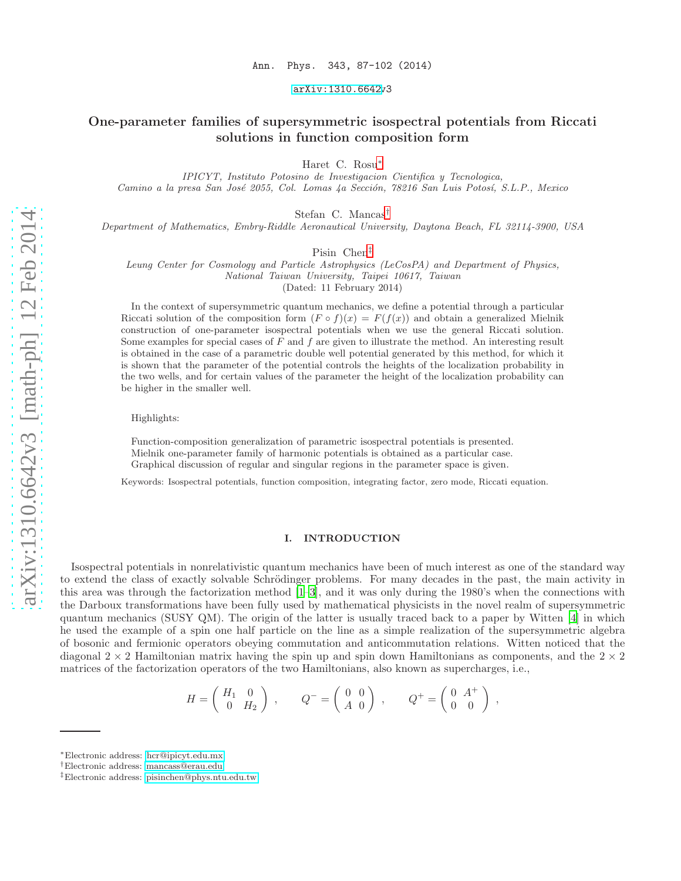Ann. Phys. 343, 87-102 (2014)

arXiv:1310.6642v3

# One-parameter families of supersymmetric isospectral potentials from Riccati solutions in function composition form

Haret C. Rosu*

*IPICYT, Instituto Potosino de Investigacion Cientifica y Tecnologica, Camino a la presa San José 2055, Col. Lomas 4a Sección, 78216 San Luis Potosí, S.L.P., Mexico*

Stefan C. Mancas†

*Department of Mathematics, Embry-Riddle Aeronautical University, Daytona Beach, FL 32114-3900, USA*

Pisin Chen‡

*Leung Center for Cosmology and Particle Astrophysics (LeCosPA) and Department of Physics, National Taiwan University, Taipei 10617, Taiwan*

(Dated: 11 February 2014)

In the context of supersymmetric quantum mechanics, we define a potential through a particular Riccati solution of the composition form $(F \circ f)(x) = F(f(x))$ and obtain a generalized Mielnik construction of one-parameter isospectral potentials when we use the general Riccati solution. Some examples for special cases of $F$ and $f$ are given to illustrate the method. An interesting result is obtained in the case of a parametric double well potential generated by this method, for which it is shown that the parameter of the potential controls the heights of the localization probability in the two wells, and for certain values of the parameter the height of the localization probability can be higher in the smaller well.

Highlights:

Function-composition generalization of parametric isospectral potentials is presented.
Mielnik one-parameter family of harmonic potentials is obtained as a particular case.
Graphical discussion of regular and singular regions in the parameter space is given.

Keywords: Isospectral potentials, function composition, integrating factor, zero mode, Riccati equation.

## I. INTRODUCTION

Isospectral potentials in nonrelativistic quantum mechanics have been of much interest as one of the standard way to extend the class of exactly solvable Schrödinger problems. For many decades in the past, the main activity in this area was through the factorization method [1–3], and it was only during the 1980's when the connections with the Darboux transformations have been fully used by mathematical physicists in the novel realm of supersymmetric quantum mechanics (SUSY QM). The origin of the latter is usually traced back to a paper by Witten [4] in which he used the example of a spin one half particle on the line as a simple realization of the supersymmetric algebra of bosonic and fermionic operators obeying commutation and anticommutation relations. Witten noticed that the diagonal $2 \times 2$ Hamiltonian matrix having the spin up and spin down Hamiltonians as components, and the $2 \times 2$ matrices of the factorization operators of the two Hamiltonians, also known as supercharges, i.e.,

$$H = \begin{pmatrix} H_1 & 0 \\ 0 & H_2 \end{pmatrix} , \qquad Q^- = \begin{pmatrix} 0 & 0 \\ A & 0 \end{pmatrix} , \qquad Q^+ = \begin{pmatrix} 0 & A^+ \\ 0 & 0 \end{pmatrix} ,$$

*Electronic address: hcr@ipicyt.edu.mx
†Electronic address: mancass@erau.edu
‡Electronic address: pisinchen@phys.ntu.edu.tw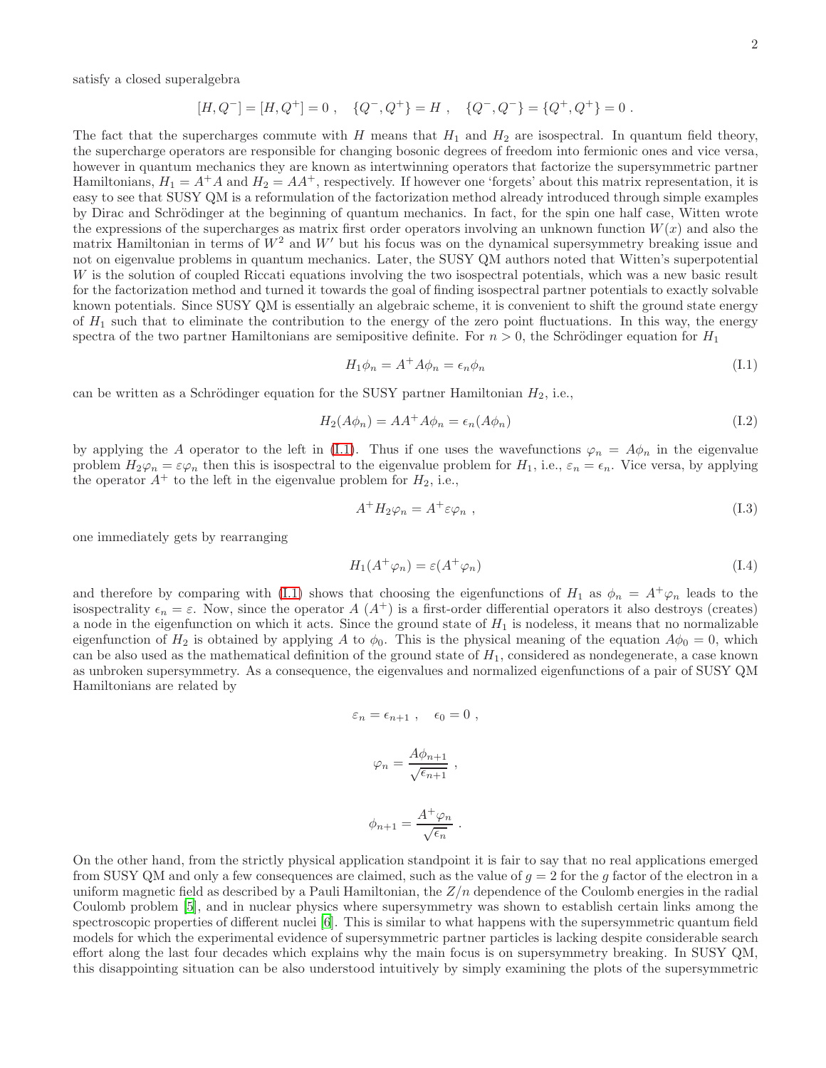satisfy a closed superalgebra

$$[H, Q^-] = [H, Q^+] = 0 \ , \quad \{Q^-, Q^+\} = H \ , \quad \{Q^-, Q^-\} = \{Q^+, Q^+\} = 0 \ .$$

The fact that the supercharges commute with $H$ means that $H_1$ and $H_2$ are isospectral. In quantum field theory, the supercharge operators are responsible for changing bosonic degrees of freedom into fermionic ones and vice versa, however in quantum mechanics they are known as intertwinning operators that factorize the supersymmetric partner Hamiltonians, $H_1 = A^+A$ and $H_2 = AA^+$, respectively. If however one 'forgets' about this matrix representation, it is easy to see that SUSY QM is a reformulation of the factorization method already introduced through simple examples by Dirac and Schrödinger at the beginning of quantum mechanics. In fact, for the spin one half case, Witten wrote the expressions of the supercharges as matrix first order operators involving an unknown function $W(x)$ and also the matrix Hamiltonian in terms of $W^2$ and $W'$ but his focus was on the dynamical supersymmetry breaking issue and not on eigenvalue problems in quantum mechanics. Later, the SUSY QM authors noted that Witten's superpotential $W$ is the solution of coupled Riccati equations involving the two isospectral potentials, which was a new basic result for the factorization method and turned it towards the goal of finding isospectral partner potentials to exactly solvable known potentials. Since SUSY QM is essentially an algebraic scheme, it is convenient to shift the ground state energy of $H_1$ such that to eliminate the contribution to the energy of the zero point fluctuations. In this way, the energy spectra of the two partner Hamiltonians are semipositive definite. For $n > 0$, the Schrödinger equation for $H_1$

$$H_1\phi_n = A^+A\phi_n = \epsilon_n\phi_n \tag{I.1}$$

can be written as a Schrödinger equation for the SUSY partner Hamiltonian $H_2$, i.e.,

$$H_2(A\phi_n) = AA^+A\phi_n = \epsilon_n(A\phi_n) \tag{I.2}$$

by applying the $A$ operator to the left in (I.1). Thus if one uses the wavefunctions $\varphi_n = A\phi_n$ in the eigenvalue problem $H_2\varphi_n = \varepsilon\varphi_n$ then this is isospectral to the eigenvalue problem for $H_1$, i.e., $\varepsilon_n = \epsilon_n$. Vice versa, by applying the operator $A^+$ to the left in the eigenvalue problem for $H_2$, i.e.,

$$A^+H_2\varphi_n = A^+\varepsilon\varphi_n \ , \tag{I.3}$$

one immediately gets by rearranging

$$H_1(A^+\varphi_n) = \varepsilon(A^+\varphi_n) \tag{I.4}$$

and therefore by comparing with (I.1) shows that choosing the eigenfunctions of $H_1$ as $\phi_n = A^+\varphi_n$ leads to the isospectrality $\epsilon_n = \varepsilon$. Now, since the operator $A$ ($A^+$) is a first-order differential operators it also destroys (creates) a node in the eigenfunction on which it acts. Since the ground state of $H_1$ is nodeless, it means that no normalizable eigenfunction of $H_2$ is obtained by applying $A$ to $\phi_0$. This is the physical meaning of the equation $A\phi_0 = 0$, which can be also used as the mathematical definition of the ground state of $H_1$, considered as nondegenerate, a case known as unbroken supersymmetry. As a consequence, the eigenvalues and normalized eigenfunctions of a pair of SUSY QM Hamiltonians are related by

$$\varepsilon_n = \epsilon_{n+1} \ , \quad \epsilon_0 = 0 \ ,$$

$$\varphi_n = \frac{A\phi_{n+1}}{\sqrt{\epsilon_{n+1}}} \ ,$$

$$\phi_{n+1} = \frac{A^+\varphi_n}{\sqrt{\epsilon_n}} \ .$$

On the other hand, from the strictly physical application standpoint it is fair to say that no real applications emerged from SUSY QM and only a few consequences are claimed, such as the value of $g = 2$ for the $g$ factor of the electron in a uniform magnetic field as described by a Pauli Hamiltonian, the $Z/n$ dependence of the Coulomb energies in the radial Coulomb problem [5], and in nuclear physics where supersymmetry was shown to establish certain links among the spectroscopic properties of different nuclei [6]. This is similar to what happens with the supersymmetric quantum field models for which the experimental evidence of supersymmetric partner particles is lacking despite considerable search effort along the last four decades which explains why the main focus is on supersymmetry breaking. In SUSY QM, this disappointing situation can be also understood intuitively by simply examining the plots of the supersymmetric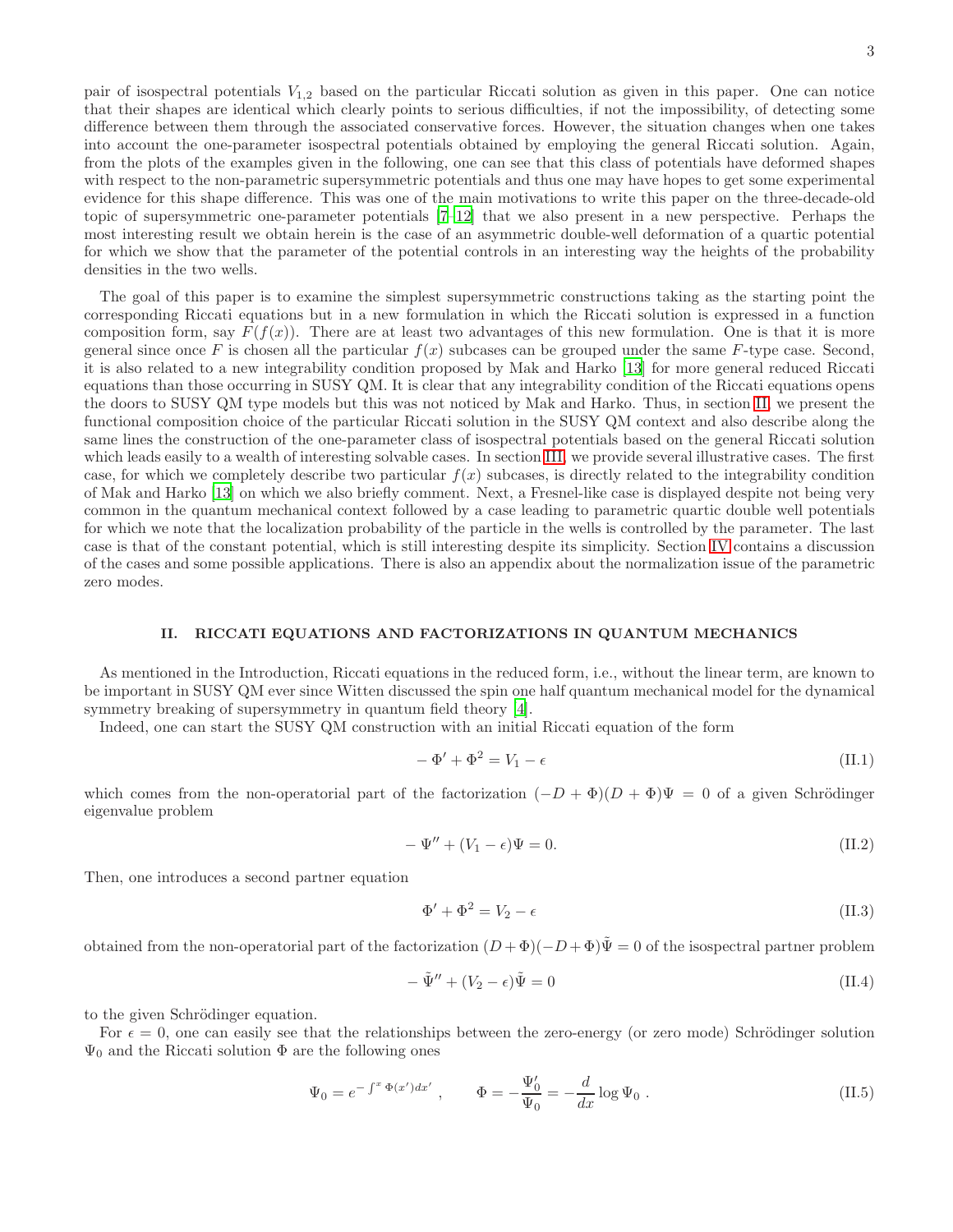pair of isospectral potentials $V_{1,2}$ based on the particular Riccati solution as given in this paper. One can notice that their shapes are identical which clearly points to serious difficulties, if not the impossibility, of detecting some difference between them through the associated conservative forces. However, the situation changes when one takes into account the one-parameter isospectral potentials obtained by employing the general Riccati solution. Again, from the plots of the examples given in the following, one can see that this class of potentials have deformed shapes with respect to the non-parametric supersymmetric potentials and thus one may have hopes to get some experimental evidence for this shape difference. This was one of the main motivations to write this paper on the three-decade-old topic of supersymmetric one-parameter potentials [7–12] that we also present in a new perspective. Perhaps the most interesting result we obtain herein is the case of an asymmetric double-well deformation of a quartic potential for which we show that the parameter of the potential controls in an interesting way the heights of the probability densities in the two wells.

The goal of this paper is to examine the simplest supersymmetric constructions taking as the starting point the corresponding Riccati equations but in a new formulation in which the Riccati solution is expressed in a function composition form, say $F(f(x))$. There are at least two advantages of this new formulation. One is that it is more general since once $F$ is chosen all the particular $f(x)$ subcases can be grouped under the same $F$-type case. Second, it is also related to a new integrability condition proposed by Mak and Harko [13] for more general reduced Riccati equations than those occurring in SUSY QM. It is clear that any integrability condition of the Riccati equations opens the doors to SUSY QM type models but this was not noticed by Mak and Harko. Thus, in section II, we present the functional composition choice of the particular Riccati solution in the SUSY QM context and also describe along the same lines the construction of the one-parameter class of isospectral potentials based on the general Riccati solution which leads easily to a wealth of interesting solvable cases. In section III, we provide several illustrative cases. The first case, for which we completely describe two particular $f(x)$ subcases, is directly related to the integrability condition of Mak and Harko [13] on which we also briefly comment. Next, a Fresnel-like case is displayed despite not being very common in the quantum mechanical context followed by a case leading to parametric quartic double well potentials for which we note that the localization probability of the particle in the wells is controlled by the parameter. The last case is that of the constant potential, which is still interesting despite its simplicity. Section IV contains a discussion of the cases and some possible applications. There is also an appendix about the normalization issue of the parametric zero modes.

## II. RICCATI EQUATIONS AND FACTORIZATIONS IN QUANTUM MECHANICS

As mentioned in the Introduction, Riccati equations in the reduced form, i.e., without the linear term, are known to be important in SUSY QM ever since Witten discussed the spin one half quantum mechanical model for the dynamical symmetry breaking of supersymmetry in quantum field theory [4].

Indeed, one can start the SUSY QM construction with an initial Riccati equation of the form

$$-\Phi' + \Phi^2 = V_1 - \epsilon \tag{II.1}$$

which comes from the non-operatorial part of the factorization $(-D+\Phi)(D+\Phi)\Psi = 0$ of a given Schrödinger eigenvalue problem

$$-\Psi'' + (V_1 - \epsilon)\Psi = 0. \tag{II.2}$$

Then, one introduces a second partner equation

$$\Phi' + \Phi^2 = V_2 - \epsilon \tag{II.3}$$

obtained from the non-operatorial part of the factorization $(D+\Phi)(-D+\Phi)\tilde{\Psi} = 0$ of the isospectral partner problem

$$-\tilde{\Psi}'' + (V_2 - \epsilon)\tilde{\Psi} = 0 \tag{II.4}$$

to the given Schrödinger equation.

For $\epsilon = 0$, one can easily see that the relationships between the zero-energy (or zero mode) Schrödinger solution $\Psi_0$ and the Riccati solution $\Phi$ are the following ones

$$\Psi_0 = e^{-\int^x \Phi(x')dx'}\ , \qquad \Phi = -\frac{\Psi_0'}{\Psi_0} = -\frac{d}{dx}\log \Psi_0\ . \tag{II.5}$$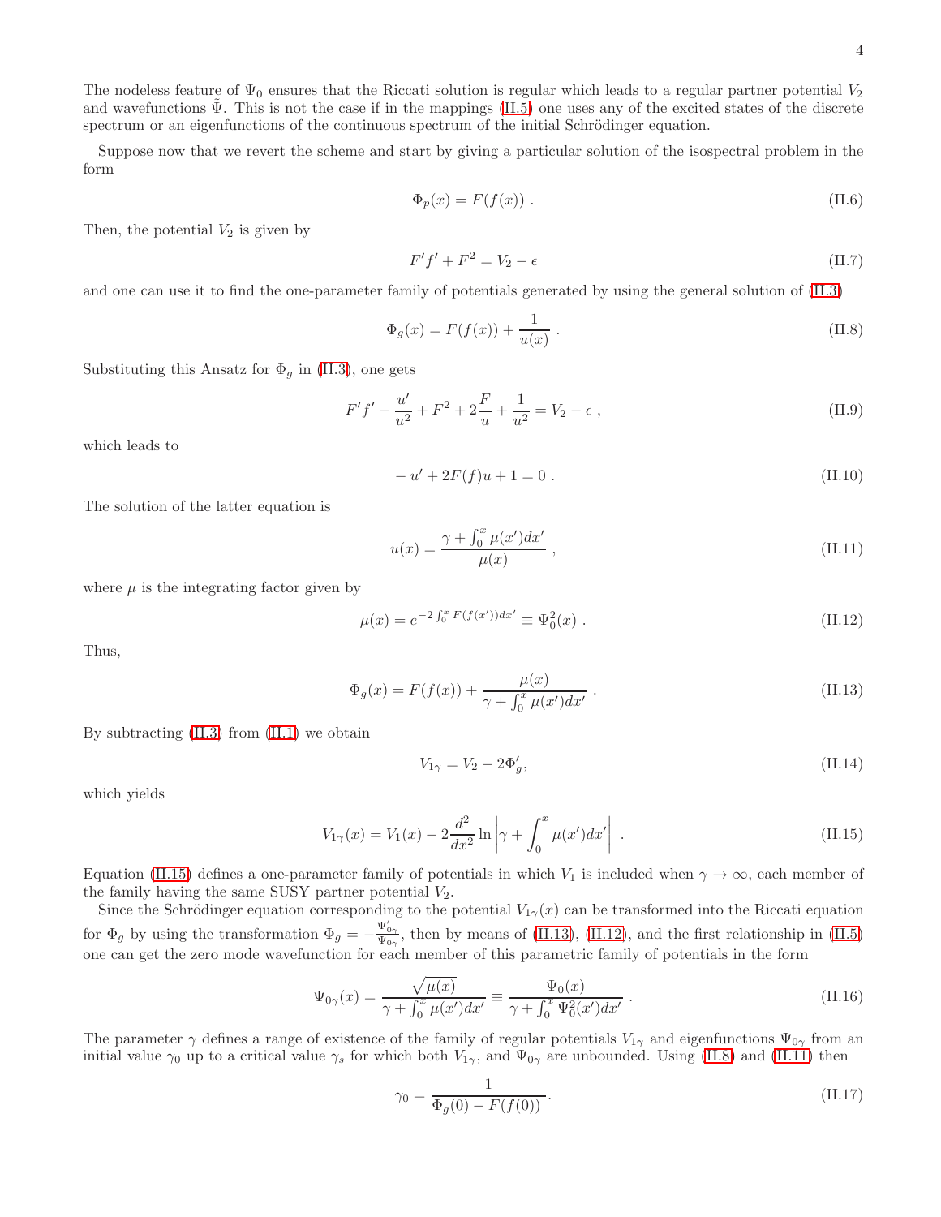The nodeless feature of $\Psi_0$ ensures that the Riccati solution is regular which leads to a regular partner potential $V_2$ and wavefunctions $\tilde{\Psi}$. This is not the case if in the mappings (II.5) one uses any of the excited states of the discrete spectrum or an eigenfunctions of the continuous spectrum of the initial Schrödinger equation.

Suppose now that we revert the scheme and start by giving a particular solution of the isospectral problem in the form

$$\Phi_p(x) = F(f(x)) \ . \tag{II.6}$$

Then, the potential $V_2$ is given by

$$F'f' + F^2 = V_2 - \epsilon \tag{II.7}$$

and one can use it to find the one-parameter family of potentials generated by using the general solution of (II.3)

$$\Phi_g(x) = F(f(x)) + \frac{1}{u(x)} \ . \tag{II.8}$$

Substituting this Ansatz for $\Phi_g$ in (II.3), one gets

$$F'f' - \frac{u'}{u^2} + F^2 + 2\frac{F}{u} + \frac{1}{u^2} = V_2 - \epsilon \ , \tag{II.9}$$

which leads to

$$-u' + 2F(f)u + 1 = 0 \ . \tag{II.10}$$

The solution of the latter equation is

$$u(x) = \frac{\gamma + \int_0^x \mu(x')dx'}{\mu(x)} \ , \tag{II.11}$$

where $\mu$ is the integrating factor given by

$$\mu(x) = e^{-2\int_0^x F(f(x'))dx'} \equiv \Psi_0^2(x) \ . \tag{II.12}$$

Thus,

$$\Phi_g(x) = F(f(x)) + \frac{\mu(x)}{\gamma + \int_0^x \mu(x')dx'} \ . \tag{II.13}$$

By subtracting (II.3) from (II.1) we obtain

$$V_{1\gamma} = V_2 - 2\Phi_g', \tag{II.14}$$

which yields

$$V_{1\gamma}(x) = V_1(x) - 2\frac{d^2}{dx^2}\ln\left|\gamma + \int_0^x \mu(x')dx'\right| \ . \tag{II.15}$$

Equation (II.15) defines a one-parameter family of potentials in which $V_1$ is included when $\gamma \to \infty$, each member of the family having the same SUSY partner potential $V_2$.

Since the Schrödinger equation corresponding to the potential $V_{1\gamma}(x)$ can be transformed into the Riccati equation for $\Phi_g$ by using the transformation $\Phi_g = -\frac{\Psi'_{0\gamma}}{\Psi_{0\gamma}}$, then by means of (II.13), (II.12), and the first relationship in (II.5) one can get the zero mode wavefunction for each member of this parametric family of potentials in the form

$$\Psi_{0\gamma}(x) = \frac{\sqrt{\mu(x)}}{\gamma + \int_0^x \mu(x')dx'} \equiv \frac{\Psi_0(x)}{\gamma + \int_0^x \Psi_0^2(x')dx'} \ . \tag{II.16}$$

The parameter $\gamma$ defines a range of existence of the family of regular potentials $V_{1\gamma}$ and eigenfunctions $\Psi_{0\gamma}$ from an initial value $\gamma_0$ up to a critical value $\gamma_s$ for which both $V_{1\gamma}$, and $\Psi_{0\gamma}$ are unbounded. Using (II.8) and (II.11) then

$$\gamma_0 = \frac{1}{\Phi_g(0) - F(f(0))}. \tag{II.17}$$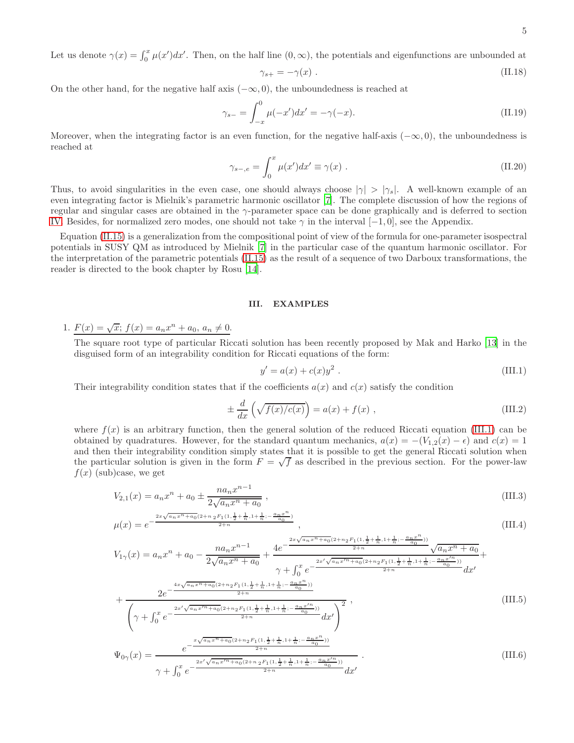Let us denote $\gamma(x) = \int_0^x \mu(x')dx'$. Then, on the half line $(0, \infty)$, the potentials and eigenfunctions are unbounded at

$$\gamma_{s+} = -\gamma(x) \ . \tag{II.18}$$

On the other hand, for the negative half axis $(-\infty, 0)$, the unboundedness is reached at

$$\gamma_{s-} = \int_{-x}^{0} \mu(-x')dx' = -\gamma(-x). \tag{II.19}$$

Moreover, when the integrating factor is an even function, for the negative half-axis $(-\infty, 0)$, the unboundedness is reached at

$$\gamma_{s-,e} = \int_0^x \mu(x')dx' \equiv \gamma(x) \ . \tag{II.20}$$

Thus, to avoid singularities in the even case, one should always choose $|\gamma| > |\gamma_s|$. A well-known example of an even integrating factor is Mielnik's parametric harmonic oscillator [7]. The complete discussion of how the regions of regular and singular cases are obtained in the $\gamma$-parameter space can be done graphically and is deferred to section IV. Besides, for normalized zero modes, one should not take $\gamma$ in the interval $[-1, 0]$, see the Appendix.

Equation (II.15) is a generalization from the compositional point of view of the formula for one-parameter isospectral potentials in SUSY QM as introduced by Mielnik [7] in the particular case of the quantum harmonic oscillator. For the interpretation of the parametric potentials (II.15) as the result of a sequence of two Darboux transformations, the reader is directed to the book chapter by Rosu [14].

## III. EXAMPLES

1. $F(x) = \sqrt{x}$; $f(x) = a_n x^n + a_0$, $a_n \neq 0$.

   The square root type of particular Riccati solution has been recently proposed by Mak and Harko [13] in the disguised form of an integrability condition for Riccati equations of the form:

$$y' = a(x) + c(x)y^2 \ . \tag{III.1}$$

   Their integrability condition states that if the coefficients $a(x)$ and $c(x)$ satisfy the condition

$$\pm \frac{d}{dx}\left(\sqrt{f(x)/c(x)}\right) = a(x) + f(x) \ , \tag{III.2}$$

   where $f(x)$ is an arbitrary function, then the general solution of the reduced Riccati equation (III.1) can be obtained by quadratures. However, for the standard quantum mechanics, $a(x) = -(V_{1,2}(x) - \epsilon)$ and $c(x) = 1$ and then their integrability condition simply states that it is possible to get the general Riccati solution when the particular solution is given in the form $F = \sqrt{f}$ as described in the previous section. For the power-law $f(x)$ (sub)case, we get

$$V_{2,1}(x) = a_n x^n + a_0 \pm \frac{n a_n x^{n-1}}{2\sqrt{a_n x^n + a_0}} \ , \tag{III.3}$$

$$\mu(x) = e^{-\frac{2x\sqrt{a_n x^n + a_0}\left(2 + n\, {}_2F_1\left(1, \frac{1}{2} + \frac{1}{n}, 1 + \frac{1}{n}; -\frac{a_n x^n}{a_0}\right)\right)}{2+n}} \ , \tag{III.4}$$

$$V_{1\gamma}(x) = a_n x^n + a_0 - \frac{n a_n x^{n-1}}{2\sqrt{a_n x^n + a_0}} + \frac{4 e^{-\frac{2x\sqrt{a_n x^n + a_0}\left(2 + n\, {}_2F_1\left(1, \frac{1}{2} + \frac{1}{n}, 1 + \frac{1}{n}; -\frac{a_n x^n}{a_0}\right)\right)}{2+n}} \sqrt{a_n x^n + a_0}}{\gamma + \int_0^x e^{-\frac{2x'\sqrt{a_n x'^n + a_0}\left(2 + n\, {}_2F_1\left(1, \frac{1}{2} + \frac{1}{n}, 1 + \frac{1}{n}; -\frac{a_n x'^n}{a_0}\right)\right)}{2+n}} dx'} +$$

$$+ \frac{2 e^{-\frac{4x\sqrt{a_n x^n + a_0}\left(2 + n\, {}_2F_1\left(1, \frac{1}{2} + \frac{1}{n}, 1 + \frac{1}{n}; -\frac{a_n x^n}{a_0}\right)\right)}{2+n}}}{\left(\gamma + \int_0^x e^{-\frac{2x'\sqrt{a_n x'^n + a_0}\left(2 + n\, {}_2F_1\left(1, \frac{1}{2} + \frac{1}{n}, 1 + \frac{1}{n}; -\frac{a_n x'^n}{a_0}\right)\right)}{2+n}} dx'\right)^2} \ , \tag{III.5}$$

$$\Psi_{0\gamma}(x) = \frac{e^{-\frac{x\sqrt{a_n x^n + a_0}\left(2 + n\, {}_2F_1\left(1, \frac{1}{2} + \frac{1}{n}, 1 + \frac{1}{n}; -\frac{a_n x^n}{a_0}\right)\right)}{2+n}}}{\gamma + \int_0^x e^{-\frac{2x'\sqrt{a_n x'^n + a_0}\left(2 + n\, {}_2F_1\left(1, \frac{1}{2} + \frac{1}{n}, 1 + \frac{1}{n}; -\frac{a_n x'^n}{a_0}\right)\right)}{2+n}} dx'} \ . \tag{III.6}$$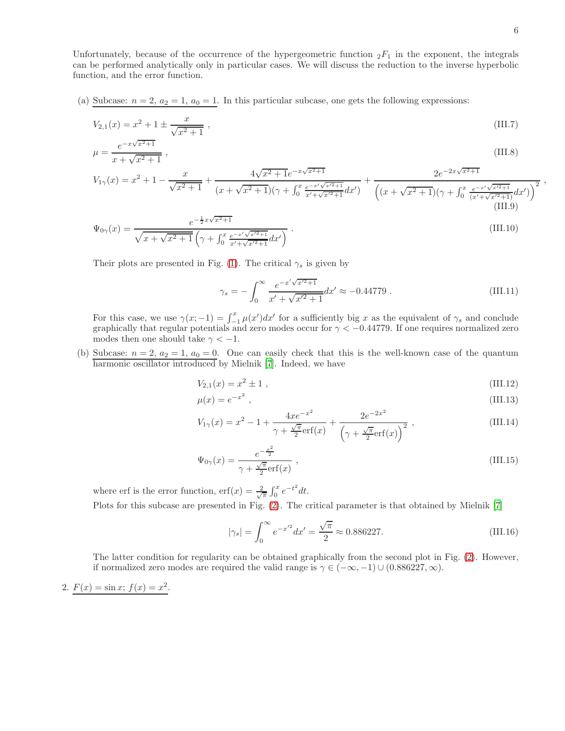Unfortunately, because of the occurrence of the hypergeometric function ${}_2F_1$ in the exponent, the integrals can be performed analytically only in particular cases. We will discuss the reduction to the inverse hyperbolic function, and the error function.

(a) <u>Subcase: $n = 2,\ a_2 = 1,\ a_0 = 1$</u>. In this particular subcase, one gets the following expressions:

$$V_{2,1}(x) = x^2 + 1 \pm \frac{x}{\sqrt{x^2+1}}\ , \tag{III.7}$$

$$\mu = \frac{e^{-x\sqrt{x^2+1}}}{x + \sqrt{x^2+1}}\ , \tag{III.8}$$

$$V_{1\gamma}(x) = x^2 + 1 - \frac{x}{\sqrt{x^2+1}} + \frac{4\sqrt{x^2+1}e^{-x\sqrt{x^2+1}}}{(x+\sqrt{x^2+1})(\gamma + \int_0^x \frac{e^{-x'\sqrt{x'^2+1}}}{x'+\sqrt{x'^2+1}}dx')} + \frac{2e^{-2x\sqrt{x^2+1}}}{\left((x+\sqrt{x^2+1})(\gamma + \int_0^x \frac{e^{-x'\sqrt{x'^2+1}}}{(x'+\sqrt{x'^2+1})}dx')\right)^2}\ , \tag{III.9}$$

$$\Psi_{0\gamma}(x) = \frac{e^{-\frac{1}{2}x\sqrt{x^2+1}}}{\sqrt{x+\sqrt{x^2+1}}\left(\gamma + \int_0^x \frac{e^{-x'\sqrt{x'^2+1}}}{x'+\sqrt{x'^2+1}}dx'\right)}\ . \tag{III.10}$$

Their plots are presented in Fig. (1). The critical $\gamma_s$ is given by

$$\gamma_s = -\int_0^\infty \frac{e^{-x'\sqrt{x'^2+1}}}{x'+\sqrt{x'^2+1}}dx' \approx -0.44779\ . \tag{III.11}$$

For this case, we use $\gamma(x;-1) = \int_{-1}^x \mu(x')dx'$ for a sufficiently big $x$ as the equivalent of $\gamma_s$ and conclude graphically that regular potentials and zero modes occur for $\gamma < -0.44779$. If one requires normalized zero modes then one should take $\gamma < -1$.

(b) <u>Subcase: $n = 2,\ a_2 = 1,\ a_0 = 0$</u>. One can easily check that this is the well-known case of the <u>quantum harmonic oscillator introduced</u> by Mielnik [7]. Indeed, we have

$$V_{2,1}(x) = x^2 \pm 1\ , \tag{III.12}$$

$$\mu(x) = e^{-x^2}\ , \tag{III.13}$$

$$V_{1\gamma}(x) = x^2 - 1 + \frac{4xe^{-x^2}}{\gamma + \frac{\sqrt{\pi}}{2}\mathrm{erf}(x)} + \frac{2e^{-2x^2}}{\left(\gamma + \frac{\sqrt{\pi}}{2}\mathrm{erf}(x)\right)^2}\ , \tag{III.14}$$

$$\Psi_{0\gamma}(x) = \frac{e^{-\frac{x^2}{2}}}{\gamma + \frac{\sqrt{\pi}}{2}\mathrm{erf}(x)}\ , \tag{III.15}$$

where erf is the error function, $\mathrm{erf}(x) = \frac{2}{\sqrt{\pi}}\int_0^x e^{-t^2}dt$.

Plots for this subcase are presented in Fig. (2). The critical parameter is that obtained by Mielnik [7]

$$|\gamma_s| = \int_0^\infty e^{-x'^2}dx' = \frac{\sqrt{\pi}}{2} \approx 0.886227. \tag{III.16}$$

The latter condition for regularity can be obtained graphically from the second plot in Fig. (2). However, if normalized zero modes are required the valid range is $\gamma \in (-\infty, -1) \cup (0.886227, \infty)$.

2. <u>$F(x) = \sin x$; $f(x) = x^2$.</u>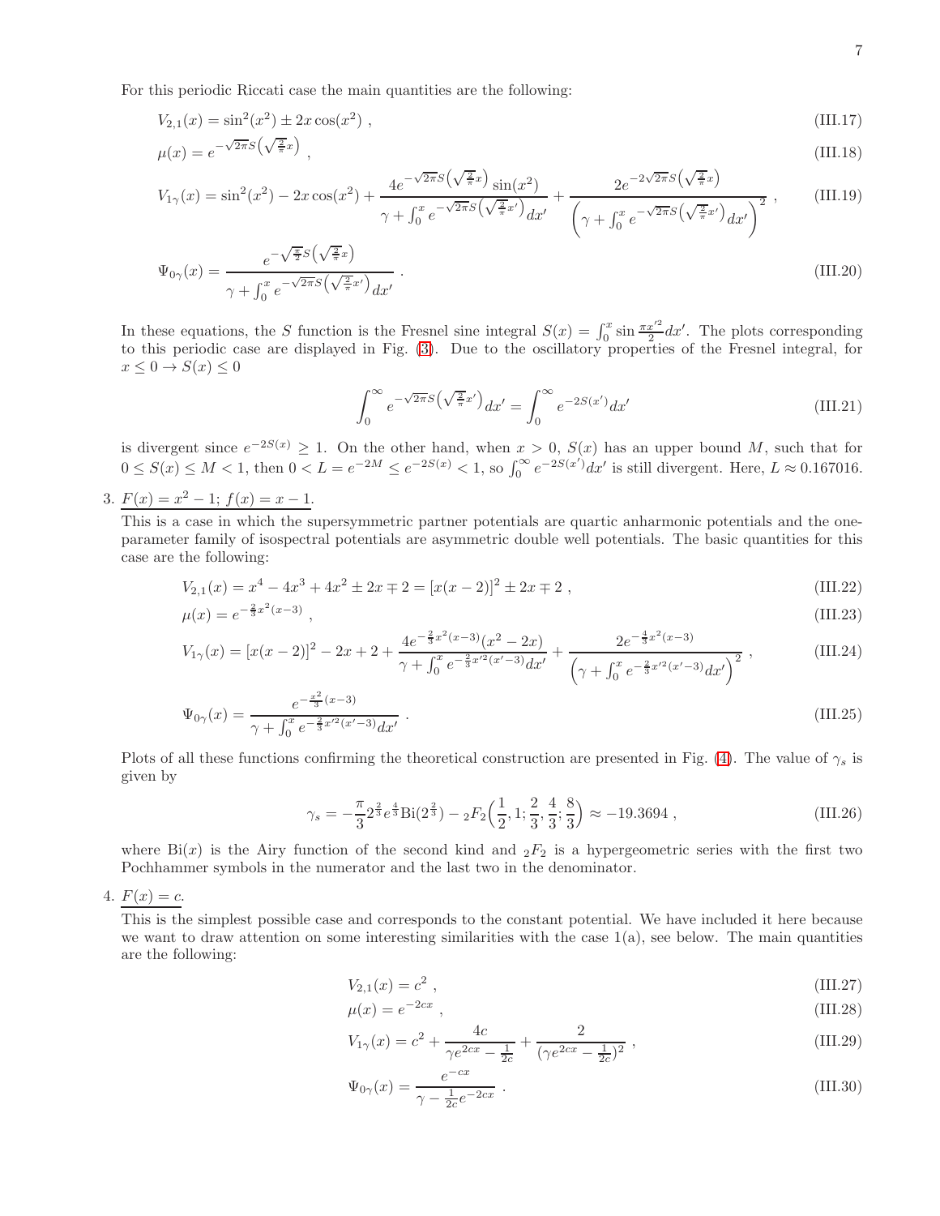For this periodic Riccati case the main quantities are the following:

$$V_{2,1}(x) = \sin^2(x^2) \pm 2x\cos(x^2) \ , \tag{III.17}$$

$$\mu(x) = e^{-\sqrt{2\pi}S\left(\sqrt{\frac{2}{\pi}}x\right)} \ , \tag{III.18}$$

$$V_{1\gamma}(x) = \sin^2(x^2) - 2x\cos(x^2) + \frac{4e^{-\sqrt{2\pi}S\left(\sqrt{\frac{2}{\pi}}x\right)}\sin(x^2)}{\gamma + \int_0^x e^{-\sqrt{2\pi}S\left(\sqrt{\frac{2}{\pi}}x'\right)}dx'} + \frac{2e^{-2\sqrt{2\pi}S\left(\sqrt{\frac{2}{\pi}}x\right)}}{\left(\gamma + \int_0^x e^{-\sqrt{2\pi}S\left(\sqrt{\frac{2}{\pi}}x'\right)}dx'\right)^2} \ , \tag{III.19}$$

$$\Psi_{0\gamma}(x) = \frac{e^{-\sqrt{\frac{\pi}{2}}S\left(\sqrt{\frac{2}{\pi}}x\right)}}{\gamma + \int_0^x e^{-\sqrt{2\pi}S\left(\sqrt{\frac{2}{\pi}}x'\right)}dx'} \ . \tag{III.20}$$

In these equations, the $S$ function is the Fresnel sine integral $S(x) = \int_0^x \sin\frac{\pi x'^2}{2}dx'$. The plots corresponding to this periodic case are displayed in Fig. (3). Due to the oscillatory properties of the Fresnel integral, for $x \leq 0 \rightarrow S(x) \leq 0$

$$\int_0^\infty e^{-\sqrt{2\pi}S\left(\sqrt{\frac{2}{\pi}}x'\right)}dx' = \int_0^\infty e^{-2S(x')}dx' \tag{III.21}$$

is divergent since $e^{-2S(x)} \geq 1$. On the other hand, when $x > 0$, $S(x)$ has an upper bound $M$, such that for $0 \leq S(x) \leq M < 1$, then $0 < L = e^{-2M} \leq e^{-2S(x)} < 1$, so $\int_0^\infty e^{-2S(x')}dx'$ is still divergent. Here, $L \approx 0.167016$.

3. $F(x) = x^2 - 1$; $f(x) = x - 1$.

This is a case in which the supersymmetric partner potentials are quartic anharmonic potentials and the one-parameter family of isospectral potentials are asymmetric double well potentials. The basic quantities for this case are the following:

$$V_{2,1}(x) = x^4 - 4x^3 + 4x^2 \pm 2x \mp 2 = [x(x-2)]^2 \pm 2x \mp 2 \ , \tag{III.22}$$

$$\mu(x) = e^{-\frac{2}{3}x^2(x-3)} \ , \tag{III.23}$$

$$V_{1\gamma}(x) = [x(x-2)]^2 - 2x + 2 + \frac{4e^{-\frac{2}{3}x^2(x-3)}(x^2-2x)}{\gamma + \int_0^x e^{-\frac{2}{3}x'^2(x'-3)}dx'} + \frac{2e^{-\frac{4}{3}x^2(x-3)}}{\left(\gamma + \int_0^x e^{-\frac{2}{3}x'^2(x'-3)}dx'\right)^2} \ , \tag{III.24}$$

$$\Psi_{0\gamma}(x) = \frac{e^{-\frac{x^2}{3}(x-3)}}{\gamma + \int_0^x e^{-\frac{2}{3}x'^2(x'-3)}dx'} \ . \tag{III.25}$$

Plots of all these functions confirming the theoretical construction are presented in Fig. (4). The value of $\gamma_s$ is given by

$$\gamma_s = -\frac{\pi}{3}2^{\frac{2}{3}}e^{\frac{4}{3}}\mathrm{Bi}(2^{\frac{2}{3}}) - {}_2F_2\Big(\frac{1}{2}, 1; \frac{2}{3}, \frac{4}{3}; \frac{8}{3}\Big) \approx -19.3694 \ , \tag{III.26}$$

where $\mathrm{Bi}(x)$ is the Airy function of the second kind and ${}_2F_2$ is a hypergeometric series with the first two Pochhammer symbols in the numerator and the last two in the denominator.

4. $F(x) = c$.

This is the simplest possible case and corresponds to the constant potential. We have included it here because we want to draw attention on some interesting similarities with the case 1(a), see below. The main quantities are the following:

$$V_{2,1}(x) = c^2 \ , \tag{III.27}$$

$$\mu(x) = e^{-2cx} \ , \tag{III.28}$$

$$V_{1\gamma}(x) = c^2 + \frac{4c}{\gamma e^{2cx} - \frac{1}{2c}} + \frac{2}{(\gamma e^{2cx} - \frac{1}{2c})^2} \ , \tag{III.29}$$

$$\Psi_{0\gamma}(x) = \frac{e^{-cx}}{\gamma - \frac{1}{2c}e^{-2cx}} \ . \tag{III.30}$$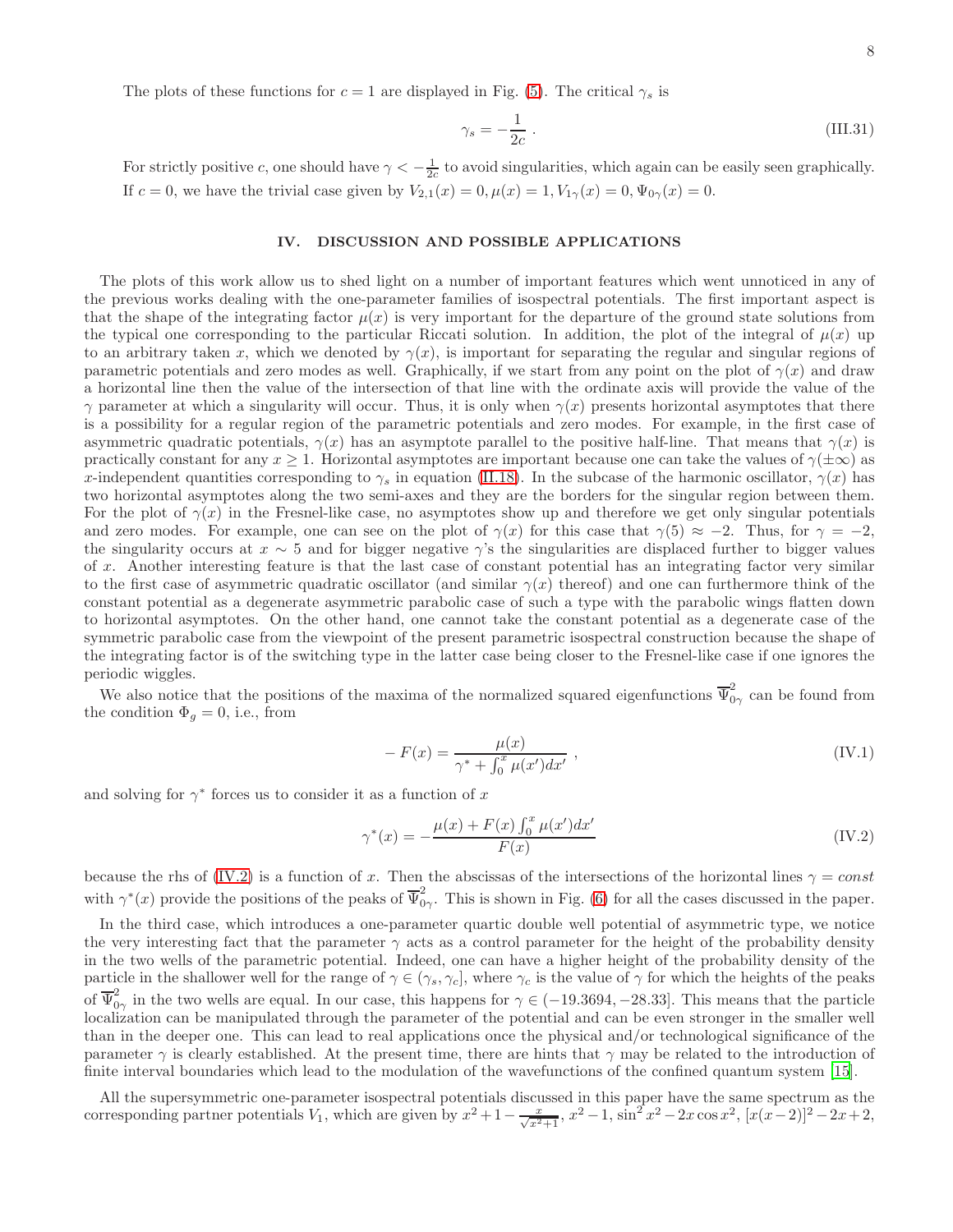The plots of these functions for $c = 1$ are displayed in Fig. (5). The critical $\gamma_s$ is

$$\gamma_s = -\frac{1}{2c} \ . \tag{III.31}$$

For strictly positive $c$, one should have $\gamma < -\frac{1}{2c}$ to avoid singularities, which again can be easily seen graphically. If $c = 0$, we have the trivial case given by $V_{2,1}(x) = 0, \mu(x) = 1, V_{1\gamma}(x) = 0, \Psi_{0\gamma}(x) = 0$.

## IV. DISCUSSION AND POSSIBLE APPLICATIONS

The plots of this work allow us to shed light on a number of important features which went unnoticed in any of the previous works dealing with the one-parameter families of isospectral potentials. The first important aspect is that the shape of the integrating factor $\mu(x)$ is very important for the departure of the ground state solutions from the typical one corresponding to the particular Riccati solution. In addition, the plot of the integral of $\mu(x)$ up to an arbitrary taken $x$, which we denoted by $\gamma(x)$, is important for separating the regular and singular regions of parametric potentials and zero modes as well. Graphically, if we start from any point on the plot of $\gamma(x)$ and draw a horizontal line then the value of the intersection of that line with the ordinate axis will provide the value of the $\gamma$ parameter at which a singularity will occur. Thus, it is only when $\gamma(x)$ presents horizontal asymptotes that there is a possibility for a regular region of the parametric potentials and zero modes. For example, in the first case of asymmetric quadratic potentials, $\gamma(x)$ has an asymptote parallel to the positive half-line. That means that $\gamma(x)$ is practically constant for any $x \geq 1$. Horizontal asymptotes are important because one can take the values of $\gamma(\pm\infty)$ as $x$-independent quantities corresponding to $\gamma_s$ in equation (II.18). In the subcase of the harmonic oscillator, $\gamma(x)$ has two horizontal asymptotes along the two semi-axes and they are the borders for the singular region between them. For the plot of $\gamma(x)$ in the Fresnel-like case, no asymptotes show up and therefore we get only singular potentials and zero modes. For example, one can see on the plot of $\gamma(x)$ for this case that $\gamma(5) \approx -2$. Thus, for $\gamma = -2$, the singularity occurs at $x \sim 5$ and for bigger negative $\gamma$'s the singularities are displaced further to bigger values of $x$. Another interesting feature is that the last case of constant potential has an integrating factor very similar to the first case of asymmetric quadratic oscillator (and similar $\gamma(x)$ thereof) and one can furthermore think of the constant potential as a degenerate asymmetric parabolic case of such a type with the parabolic wings flatten down to horizontal asymptotes. On the other hand, one cannot take the constant potential as a degenerate case of the symmetric parabolic case from the viewpoint of the present parametric isospectral construction because the shape of the integrating factor is of the switching type in the latter case being closer to the Fresnel-like case if one ignores the periodic wiggles.

We also notice that the positions of the maxima of the normalized squared eigenfunctions $\overline{\Psi}_{0\gamma}^2$ can be found from the condition $\Phi_g = 0$, i.e., from

$$-F(x) = \frac{\mu(x)}{\gamma^* + \int_0^x \mu(x')dx'} \ , \tag{IV.1}$$

and solving for $\gamma^*$ forces us to consider it as a function of $x$

$$\gamma^*(x) = -\frac{\mu(x) + F(x)\int_0^x \mu(x')dx'}{F(x)} \tag{IV.2}$$

because the rhs of (IV.2) is a function of $x$. Then the abscissas of the intersections of the horizontal lines $\gamma = const$ with $\gamma^*(x)$ provide the positions of the peaks of $\overline{\Psi}_{0\gamma}^2$. This is shown in Fig. (6) for all the cases discussed in the paper.

In the third case, which introduces a one-parameter quartic double well potential of asymmetric type, we notice the very interesting fact that the parameter $\gamma$ acts as a control parameter for the height of the probability density in the two wells of the parametric potential. Indeed, one can have a higher height of the probability density of the particle in the shallower well for the range of $\gamma \in (\gamma_s, \gamma_c]$, where $\gamma_c$ is the value of $\gamma$ for which the heights of the peaks of $\overline{\Psi}_{0\gamma}^2$ in the two wells are equal. In our case, this happens for $\gamma \in (-19.3694, -28.33]$. This means that the particle localization can be manipulated through the parameter of the potential and can be even stronger in the smaller well than in the deeper one. This can lead to real applications once the physical and/or technological significance of the parameter $\gamma$ is clearly established. At the present time, there are hints that $\gamma$ may be related to the introduction of finite interval boundaries which lead to the modulation of the wavefunctions of the confined quantum system [15].

All the supersymmetric one-parameter isospectral potentials discussed in this paper have the same spectrum as the corresponding partner potentials $V_1$, which are given by $x^2 + 1 - \frac{x}{\sqrt{x^2+1}}$, $x^2 - 1$, $\sin^2 x^2 - 2x\cos x^2$, $[x(x-2)]^2 - 2x + 2$,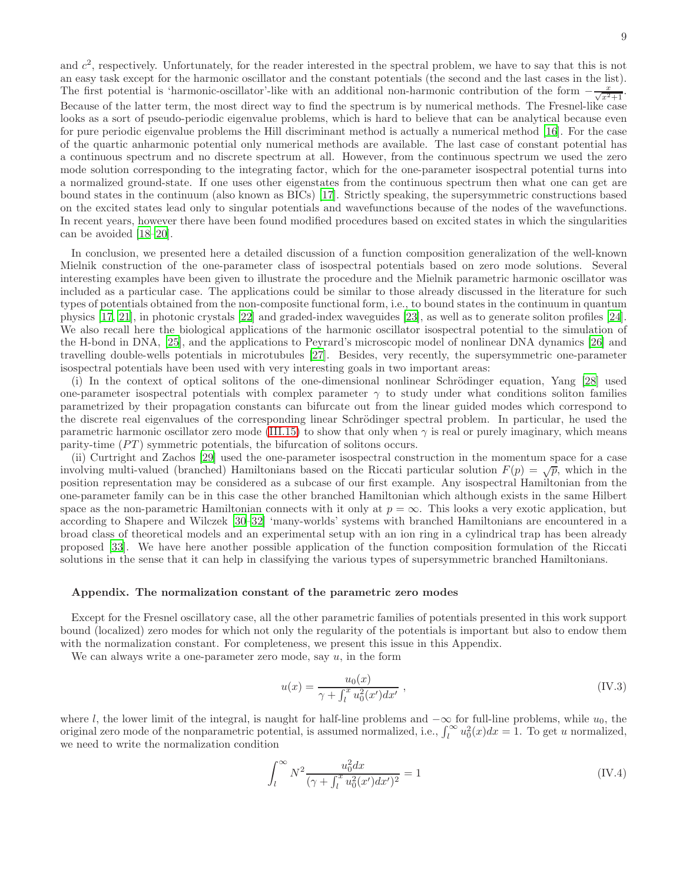and $c^2$, respectively. Unfortunately, for the reader interested in the spectral problem, we have to say that this is not an easy task except for the harmonic oscillator and the constant potentials (the second and the last cases in the list). The first potential is 'harmonic-oscillator'-like with an additional non-harmonic contribution of the form $-\frac{x}{\sqrt{x^2+1}}$. Because of the latter term, the most direct way to find the spectrum is by numerical methods. The Fresnel-like case looks as a sort of pseudo-periodic eigenvalue problems, which is hard to believe that can be analytical because even for pure periodic eigenvalue problems the Hill discriminant method is actually a numerical method [16]. For the case of the quartic anharmonic potential only numerical methods are available. The last case of constant potential has a continuous spectrum and no discrete spectrum at all. However, from the continuous spectrum we used the zero mode solution corresponding to the integrating factor, which for the one-parameter isospectral potential turns into a normalized ground-state. If one uses other eigenstates from the continuous spectrum then what one can get are bound states in the continuum (also known as BICs) [17]. Strictly speaking, the supersymmetric constructions based on the excited states lead only to singular potentials and wavefunctions because of the nodes of the wavefunctions. In recent years, however there have been found modified procedures based on excited states in which the singularities can be avoided [18–20].

In conclusion, we presented here a detailed discussion of a function composition generalization of the well-known Mielnik construction of the one-parameter class of isospectral potentials based on zero mode solutions. Several interesting examples have been given to illustrate the procedure and the Mielnik parametric harmonic oscillator was included as a particular case. The applications could be similar to those already discussed in the literature for such types of potentials obtained from the non-composite functional form, i.e., to bound states in the continuum in quantum physics [17, 21], in photonic crystals [22] and graded-index waveguides [23], as well as to generate soliton profiles [24]. We also recall here the biological applications of the harmonic oscillator isospectral potential to the simulation of the H-bond in DNA, [25], and the applications to Peyrard's microscopic model of nonlinear DNA dynamics [26] and travelling double-wells potentials in microtubules [27]. Besides, very recently, the supersymmetric one-parameter isospectral potentials have been used with very interesting goals in two important areas:

(i) In the context of optical solitons of the one-dimensional nonlinear Schrödinger equation, Yang [28] used one-parameter isospectral potentials with complex parameter $\gamma$ to study under what conditions soliton families parametrized by their propagation constants can bifurcate out from the linear guided modes which correspond to the discrete real eigenvalues of the corresponding linear Schrödinger spectral problem. In particular, he used the parametric harmonic oscillator zero mode (III.15) to show that only when $\gamma$ is real or purely imaginary, which means parity-time ($PT$) symmetric potentials, the bifurcation of solitons occurs.

(ii) Curtright and Zachos [29] used the one-parameter isospectral construction in the momentum space for a case involving multi-valued (branched) Hamiltonians based on the Riccati particular solution $F(p) = \sqrt{p}$, which in the position representation may be considered as a subcase of our first example. Any isospectral Hamiltonian from the one-parameter family can be in this case the other branched Hamiltonian which although exists in the same Hilbert space as the non-parametric Hamiltonian connects with it only at $p = \infty$. This looks a very exotic application, but according to Shapere and Wilczek [30–32] 'many-worlds' systems with branched Hamiltonians are encountered in a broad class of theoretical models and an experimental setup with an ion ring in a cylindrical trap has been already proposed [33]. We have here another possible application of the function composition formulation of the Riccati solutions in the sense that it can help in classifying the various types of supersymmetric branched Hamiltonians.

### Appendix. The normalization constant of the parametric zero modes

Except for the Fresnel oscillatory case, all the other parametric families of potentials presented in this work support bound (localized) zero modes for which not only the regularity of the potentials is important but also to endow them with the normalization constant. For completeness, we present this issue in this Appendix.

We can always write a one-parameter zero mode, say $u$, in the form

$$u(x) = \frac{u_0(x)}{\gamma + \int_l^x u_0^2(x')dx'} \ , \tag{IV.3}$$

where $l$, the lower limit of the integral, is naught for half-line problems and $-\infty$ for full-line problems, while $u_0$, the original zero mode of the nonparametric potential, is assumed normalized, i.e., $\int_l^\infty u_0^2(x)dx = 1$. To get $u$ normalized, we need to write the normalization condition

$$\int_l^\infty N^2 \frac{u_0^2 dx}{(\gamma + \int_l^x u_0^2(x')dx')^2} = 1 \tag{IV.4}$$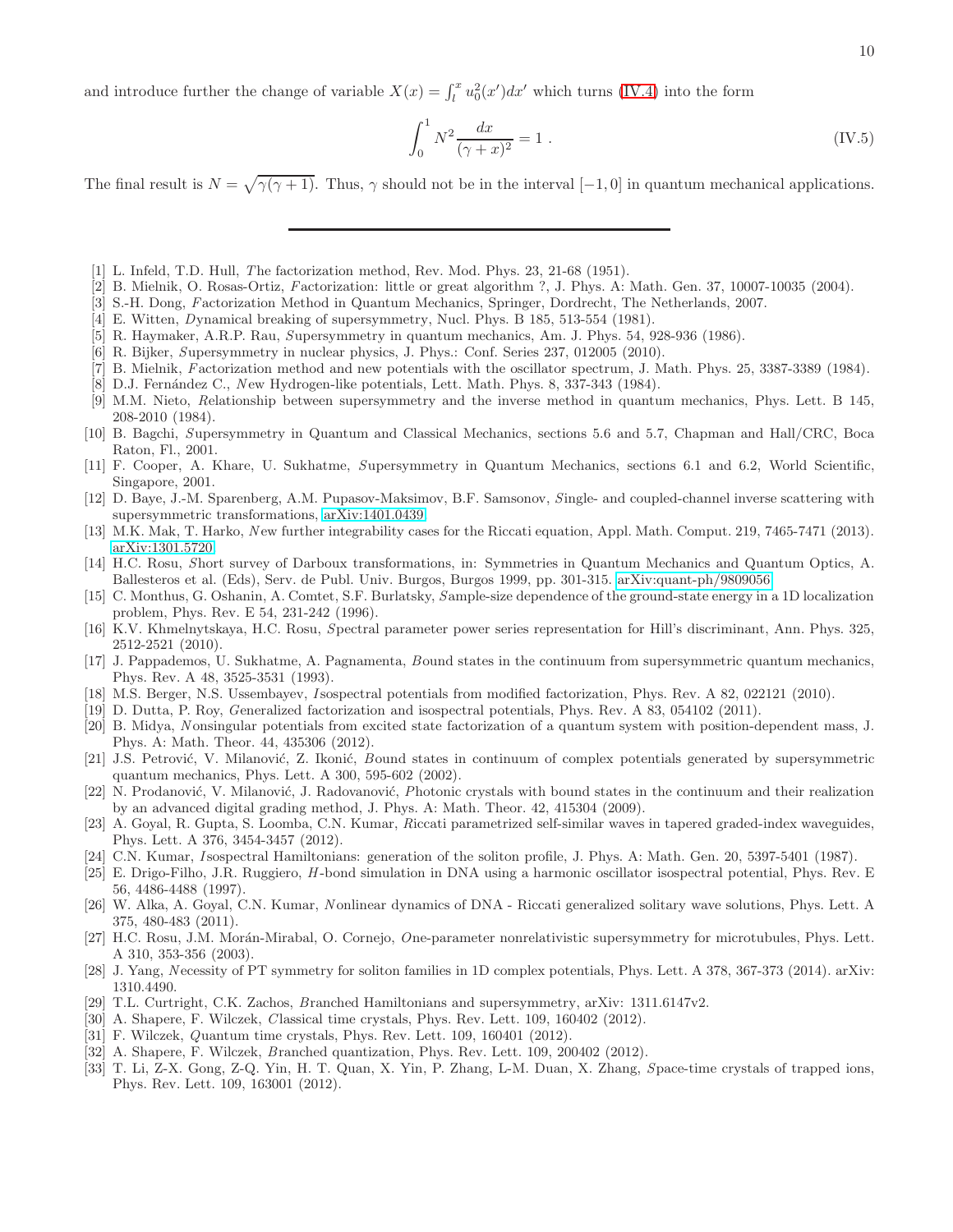and introduce further the change of variable $X(x) = \int_l^x u_0^2(x')dx'$ which turns (IV.4) into the form

$$\int_0^1 N^2 \frac{dx}{(\gamma + x)^2} = 1 \ . \tag{IV.5}$$

The final result is $N = \sqrt{\gamma(\gamma + 1)}$. Thus, $\gamma$ should not be in the interval $[-1, 0]$ in quantum mechanical applications.

---

[1] L. Infeld, T.D. Hull, *The factorization method*, Rev. Mod. Phys. 23, 21-68 (1951).

[2] B. Mielnik, O. Rosas-Ortiz, *Factorization: little or great algorithm ?*, J. Phys. A: Math. Gen. 37, 10007-10035 (2004).

[3] S.-H. Dong, *Factorization Method in Quantum Mechanics*, Springer, Dordrecht, The Netherlands, 2007.

[4] E. Witten, *Dynamical breaking of supersymmetry*, Nucl. Phys. B 185, 513-554 (1981).

[5] R. Haymaker, A.R.P. Rau, *Supersymmetry in quantum mechanics*, Am. J. Phys. 54, 928-936 (1986).

[6] R. Bijker, *Supersymmetry in nuclear physics*, J. Phys.: Conf. Series 237, 012005 (2010).

[7] B. Mielnik, *Factorization method and new potentials with the oscillator spectrum*, J. Math. Phys. 25, 3387-3389 (1984).

[8] D.J. Fernández C., *New Hydrogen-like potentials*, Lett. Math. Phys. 8, 337-343 (1984).

[9] M.M. Nieto, *Relationship between supersymmetry and the inverse method in quantum mechanics*, Phys. Lett. B 145, 208-2010 (1984).

[10] B. Bagchi, *Supersymmetry in Quantum and Classical Mechanics*, sections 5.6 and 5.7, Chapman and Hall/CRC, Boca Raton, Fl., 2001.

[11] F. Cooper, A. Khare, U. Sukhatme, *Supersymmetry in Quantum Mechanics*, sections 6.1 and 6.2, World Scientific, Singapore, 2001.

[12] D. Baye, J.-M. Sparenberg, A.M. Pupasov-Maksimov, B.F. Samsonov, *Single- and coupled-channel inverse scattering with supersymmetric transformations*, arXiv:1401.0439

[13] M.K. Mak, T. Harko, *New further integrability cases for the Riccati equation*, Appl. Math. Comput. 219, 7465-7471 (2013). arXiv:1301.5720

[14] H.C. Rosu, *Short survey of Darboux transformations*, in: Symmetries in Quantum Mechanics and Quantum Optics, A. Ballesteros et al. (Eds), Serv. de Publ. Univ. Burgos, Burgos 1999, pp. 301-315. arXiv:quant-ph/9809056

[15] C. Monthus, G. Oshanin, A. Comtet, S.F. Burlatsky, *Sample-size dependence of the ground-state energy in a 1D localization problem*, Phys. Rev. E 54, 231-242 (1996).

[16] K.V. Khmelnytskaya, H.C. Rosu, *Spectral parameter power series representation for Hill's discriminant*, Ann. Phys. 325, 2512-2521 (2010).

[17] J. Pappademos, U. Sukhatme, A. Pagnamenta, *Bound states in the continuum from supersymmetric quantum mechanics*, Phys. Rev. A 48, 3525-3531 (1993).

[18] M.S. Berger, N.S. Ussembayev, *Isospectral potentials from modified factorization*, Phys. Rev. A 82, 022121 (2010).

[19] D. Dutta, P. Roy, *Generalized factorization and isospectral potentials*, Phys. Rev. A 83, 054102 (2011).

[20] B. Midya, *Nonsingular potentials from excited state factorization of a quantum system with position-dependent mass*, J. Phys. A: Math. Theor. 44, 435306 (2012).

[21] J.S. Petrović, V. Milanović, Z. Ikonić, *Bound states in continuum of complex potentials generated by supersymmetric quantum mechanics*, Phys. Lett. A 300, 595-602 (2002).

[22] N. Prodanović, V. Milanović, J. Radovanović, *Photonic crystals with bound states in the continuum and their realization by an advanced digital grading method*, J. Phys. A: Math. Theor. 42, 415304 (2009).

[23] A. Goyal, R. Gupta, S. Loomba, C.N. Kumar, *Riccati parametrized self-similar waves in tapered graded-index waveguides*, Phys. Lett. A 376, 3454-3457 (2012).

[24] C.N. Kumar, *Isospectral Hamiltonians: generation of the soliton profile*, J. Phys. A: Math. Gen. 20, 5397-5401 (1987).

[25] E. Drigo-Filho, J.R. Ruggiero, *H-bond simulation in DNA using a harmonic oscillator isospectral potential*, Phys. Rev. E 56, 4486-4488 (1997).

[26] W. Alka, A. Goyal, C.N. Kumar, *Nonlinear dynamics of DNA - Riccati generalized solitary wave solutions*, Phys. Lett. A 375, 480-483 (2011).

[27] H.C. Rosu, J.M. Morán-Mirabal, O. Cornejo, *One-parameter nonrelativistic supersymmetry for microtubules*, Phys. Lett. A 310, 353-356 (2003).

[28] J. Yang, *Necessity of PT symmetry for soliton families in 1D complex potentials*, Phys. Lett. A 378, 367-373 (2014). arXiv: 1310.4490.

[29] T.L. Curtright, C.K. Zachos, *Branched Hamiltonians and supersymmetry*, arXiv: 1311.6147v2.

[30] A. Shapere, F. Wilczek, *Classical time crystals*, Phys. Rev. Lett. 109, 160402 (2012).

[31] F. Wilczek, *Quantum time crystals*, Phys. Rev. Lett. 109, 160401 (2012).

[32] A. Shapere, F. Wilczek, *Branched quantization*, Phys. Rev. Lett. 109, 200402 (2012).

[33] T. Li, Z-X. Gong, Z-Q. Yin, H. T. Quan, X. Yin, P. Zhang, L-M. Duan, X. Zhang, *Space-time crystals of trapped ions*, Phys. Rev. Lett. 109, 163001 (2012).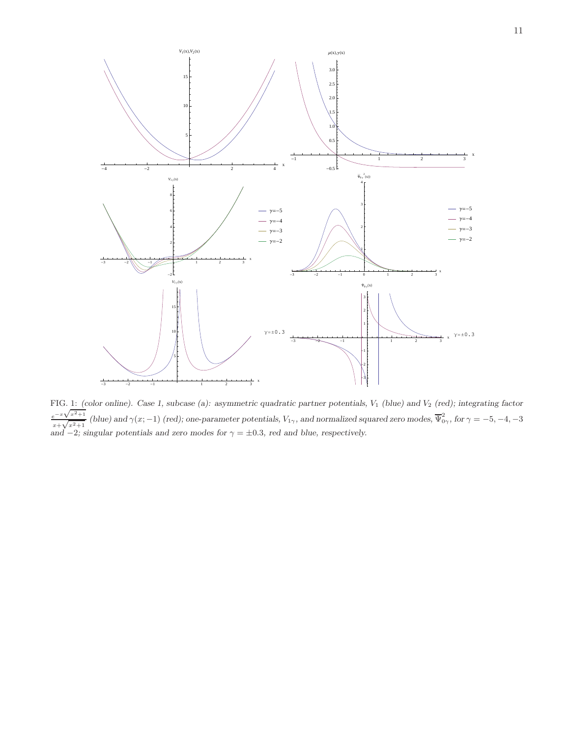FIG. 1: *(color online). Case 1, subcase (a): asymmetric quadratic partner potentials, $V_1$ (blue) and $V_2$ (red); integrating factor* $\frac{e^{-x\sqrt{x^2+1}}}{x+\sqrt{x^2+1}}$ *(blue) and $\gamma(x;-1)$ (red); one-parameter potentials, $V_{1\gamma}$, and normalized squared zero modes, $\overline{\Psi}^2_{0\gamma}$, for $\gamma=-5,-4,-3$ and $-2$; singular potentials and zero modes for $\gamma=\pm 0.3$, red and blue, respectively.*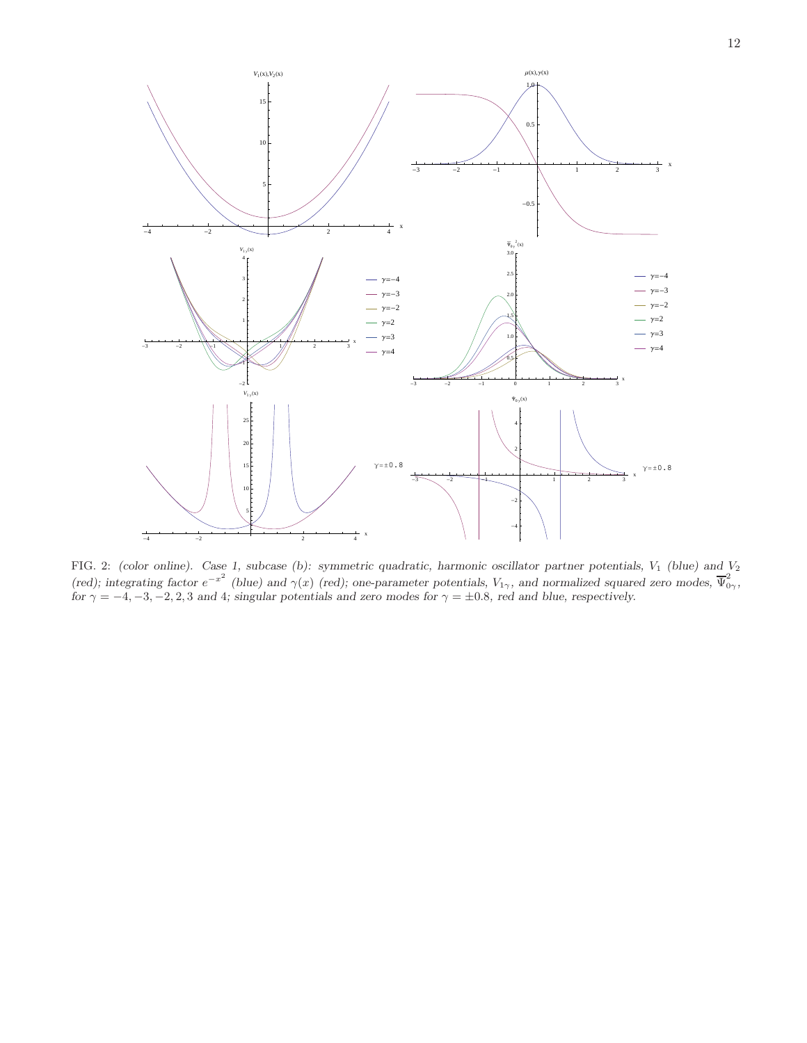FIG. 2: *(color online). Case 1, subcase (b): symmetric quadratic, harmonic oscillator partner potentials, $V_1$ (blue) and $V_2$ (red); integrating factor $e^{-x^2}$ (blue) and $\gamma(x)$ (red); one-parameter potentials, $V_{1\gamma}$, and normalized squared zero modes, $\overline{\Psi}^2_{0\gamma}$, for $\gamma = -4, -3, -2, 2, 3$ and 4; singular potentials and zero modes for $\gamma = \pm 0.8$, red and blue, respectively.*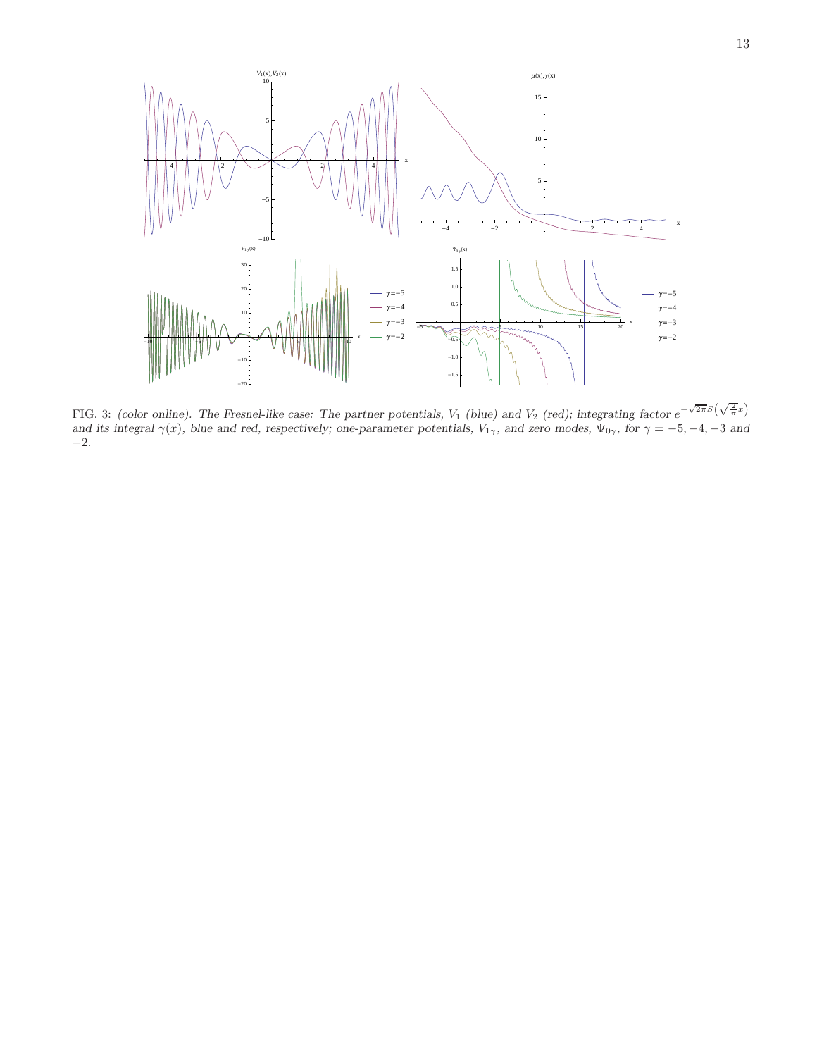FIG. 3: *(color online). The Fresnel-like case: The partner potentials, $V_1$ (blue) and $V_2$ (red); integrating factor $e^{-\sqrt{2\pi}S\left(\sqrt{\frac{2}{\pi}}x\right)}$ and its integral $\gamma(x)$, blue and red, respectively; one-parameter potentials, $V_{1\gamma}$, and zero modes, $\Psi_{0\gamma}$, for $\gamma = -5, -4, -3$ and $-2$.*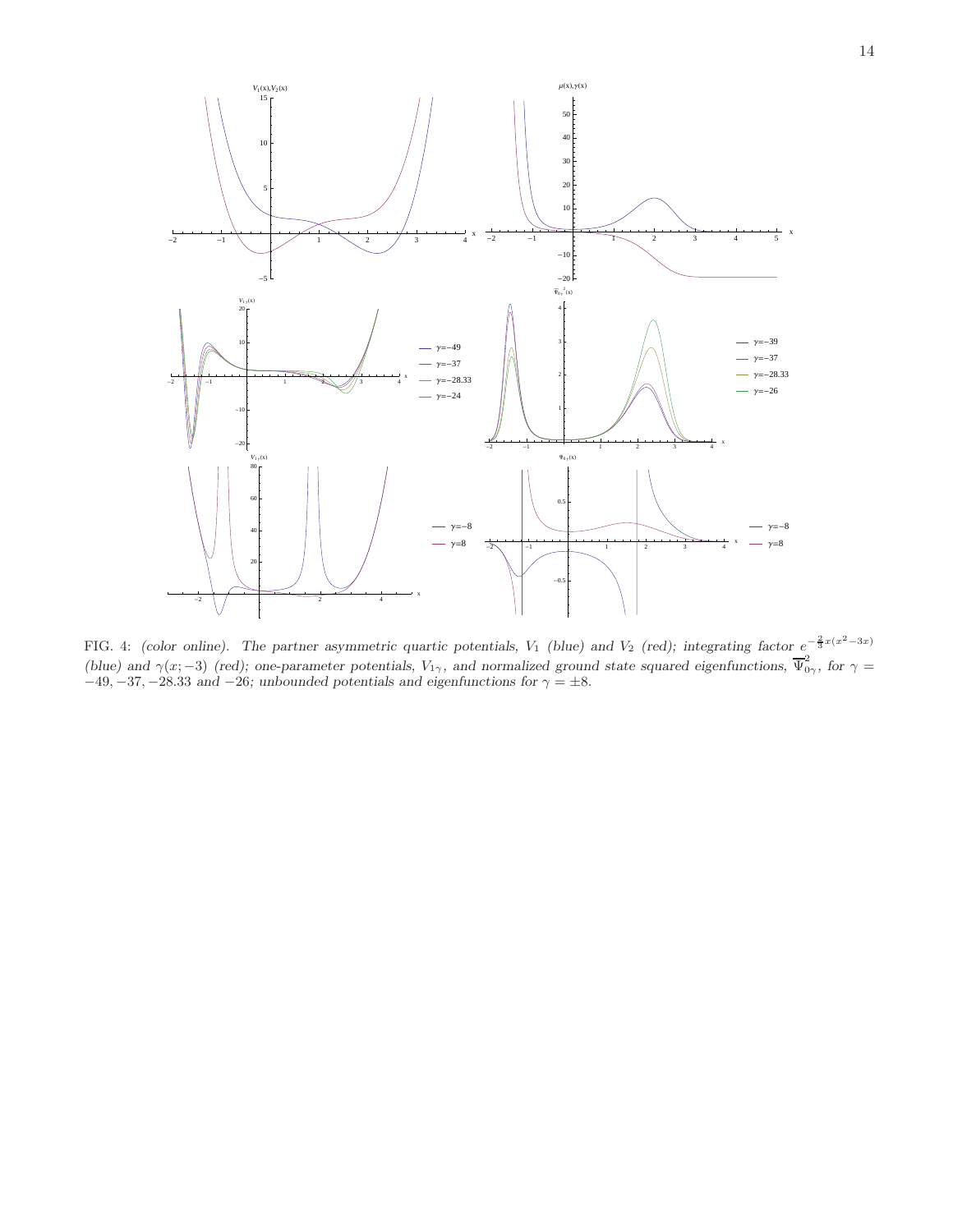FIG. 4: *(color online). The partner asymmetric quartic potentials, $V_1$ (blue) and $V_2$ (red); integrating factor $e^{-\frac{2}{3}x(x^2-3x)}$ (blue) and $\gamma(x;-3)$ (red); one-parameter potentials, $V_{1\gamma}$, and normalized ground state squared eigenfunctions, $\overline{\Psi}^2_{0\gamma}$, for $\gamma = -49, -37, -28.33$ and $-26$; unbounded potentials and eigenfunctions for $\gamma = \pm 8$.*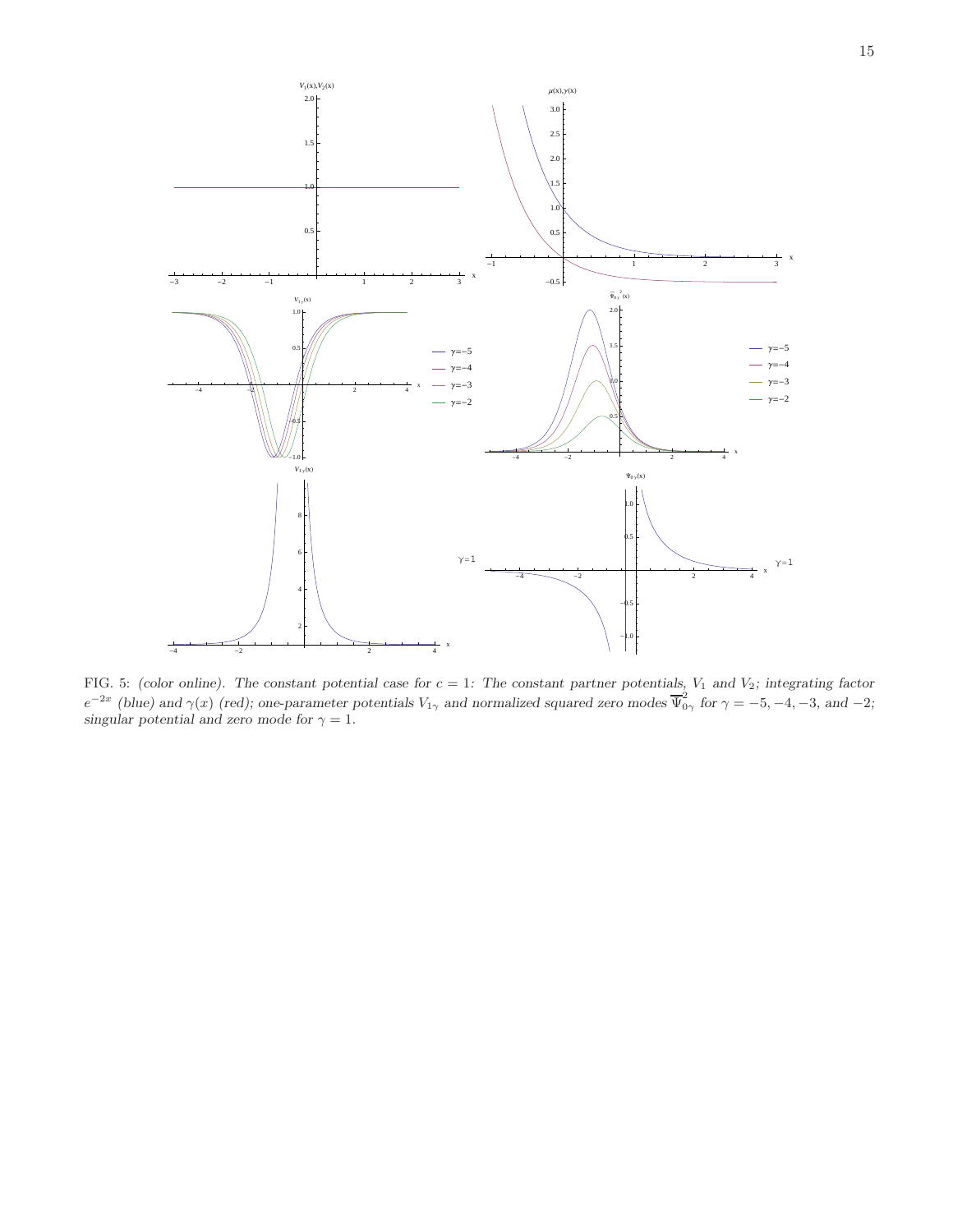FIG. 5: *(color online). The constant potential case for $c = 1$: The constant partner potentials, $V_1$ and $V_2$; integrating factor $e^{-2x}$ (blue) and $\gamma(x)$ (red); one-parameter potentials $V_{1\gamma}$ and normalized squared zero modes $\overline{\Psi}_{0\gamma}^2$ for $\gamma = -5, -4, -3$, and $-2$; singular potential and zero mode for $\gamma = 1$.*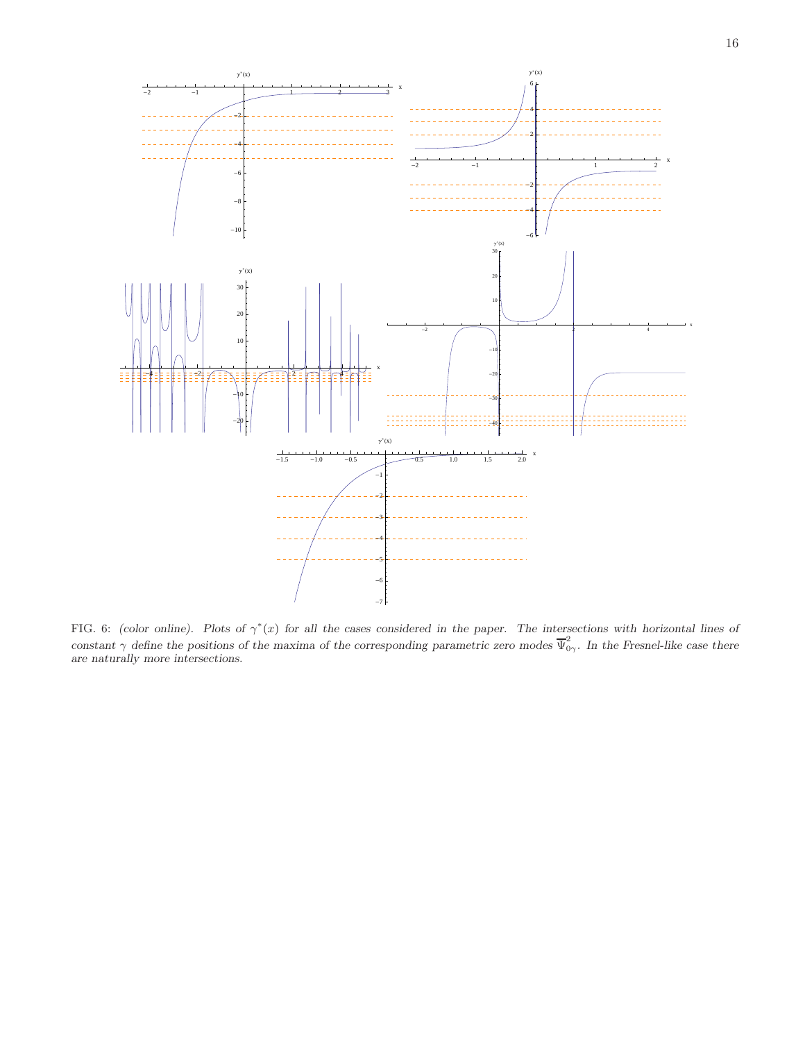$\gamma^*(x)$

x

−2 −1 1 2 3

−2 −4 −6 −8 −10

$\gamma^*(x)$

6 4 2 −2 −4 −6

−2 −1 1 2

x

$\gamma^*(x)$

30 20 10 −10 −20

−4 −2 2 4

x

$\gamma^*(x)$

30 20 10 −10 −20 −30 −40

−2 2 4

x

$\gamma^*(x)$

−1.5 −1.0 −0.5 0.5 1.0 1.5 2.0

x

−1 −2 −3 −4 −5 −6 −7

FIG. 6: *(color online). Plots of $\gamma^*(x)$ for all the cases considered in the paper. The intersections with horizontal lines of constant $\gamma$ define the positions of the maxima of the corresponding parametric zero modes $\overline{\Psi}^2_{0\gamma}$. In the Fresnel-like case there are naturally more intersections.*